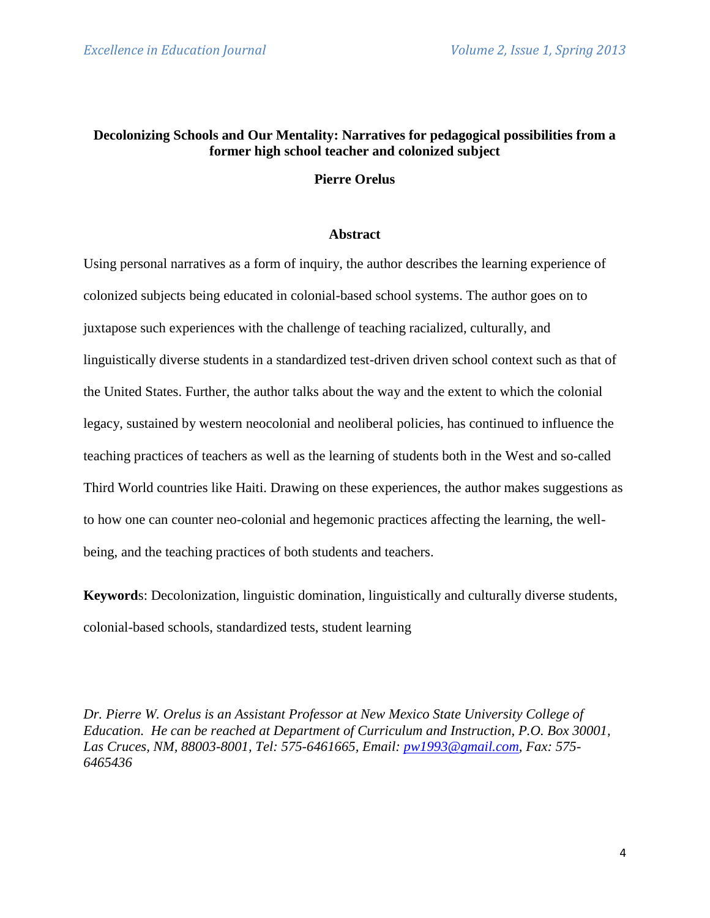# Decolonizing Schools and Our Mentality: Narratives for pedagogical possibilities from a former high school teacher and colonized subject

**Pierre Orelus**

## Abstract

Using personal narratives as a form of inquiry, the author describes the learning experience of colonized subjects being educated in colonial-based school systems. The author goes on to juxtapose such experiences with the challenge of teaching racialized, culturally, and linguistically diverse students in a standardized test-driven driven school context such as that of the United States. Further, the author talks about the way and the extent to which the colonial legacy, sustained by western neocolonial and neoliberal policies, has continued to influence the teaching practices of teachers as well as the learning of students both in the West and so-called Third World countries like Haiti. Drawing on these experiences, the author makes suggestions as to how one can counter neo-colonial and hegemonic practices affecting the learning, the well-being, and the teaching practices of both students and teachers.

**Keywords**: Decolonization, linguistic domination, linguistically and culturally diverse students, colonial-based schools, standardized tests, student learning

*Dr. Pierre W. Orelus is an Assistant Professor at New Mexico State University College of Education. He can be reached at Department of Curriculum and Instruction, P.O. Box 30001, Las Cruces, NM, 88003-8001, Tel: 575-6461665, Email: pw1993@gmail.com, Fax: 575-6465436*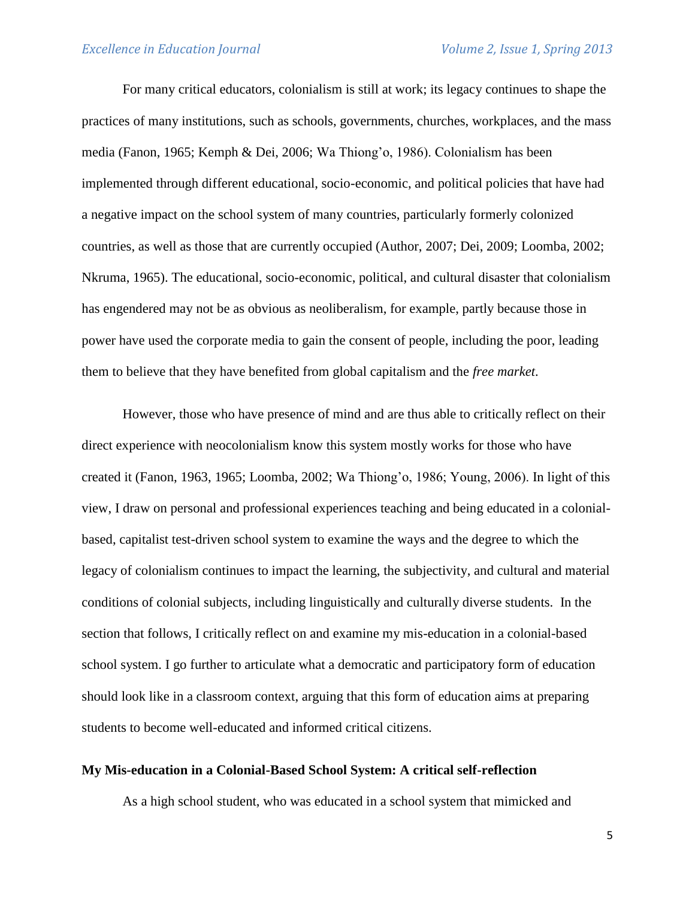For many critical educators, colonialism is still at work; its legacy continues to shape the practices of many institutions, such as schools, governments, churches, workplaces, and the mass media (Fanon, 1965; Kemph & Dei, 2006; Wa Thiong'o, 1986). Colonialism has been implemented through different educational, socio-economic, and political policies that have had a negative impact on the school system of many countries, particularly formerly colonized countries, as well as those that are currently occupied (Author, 2007; Dei, 2009; Loomba, 2002; Nkruma, 1965). The educational, socio-economic, political, and cultural disaster that colonialism has engendered may not be as obvious as neoliberalism, for example, partly because those in power have used the corporate media to gain the consent of people, including the poor, leading them to believe that they have benefited from global capitalism and the *free market*.

However, those who have presence of mind and are thus able to critically reflect on their direct experience with neocolonialism know this system mostly works for those who have created it (Fanon, 1963, 1965; Loomba, 2002; Wa Thiong'o, 1986; Young, 2006). In light of this view, I draw on personal and professional experiences teaching and being educated in a colonial-based, capitalist test-driven school system to examine the ways and the degree to which the legacy of colonialism continues to impact the learning, the subjectivity, and cultural and material conditions of colonial subjects, including linguistically and culturally diverse students. In the section that follows, I critically reflect on and examine my mis-education in a colonial-based school system. I go further to articulate what a democratic and participatory form of education should look like in a classroom context, arguing that this form of education aims at preparing students to become well-educated and informed critical citizens.

**My Mis-education in a Colonial-Based School System: A critical self-reflection**

As a high school student, who was educated in a school system that mimicked and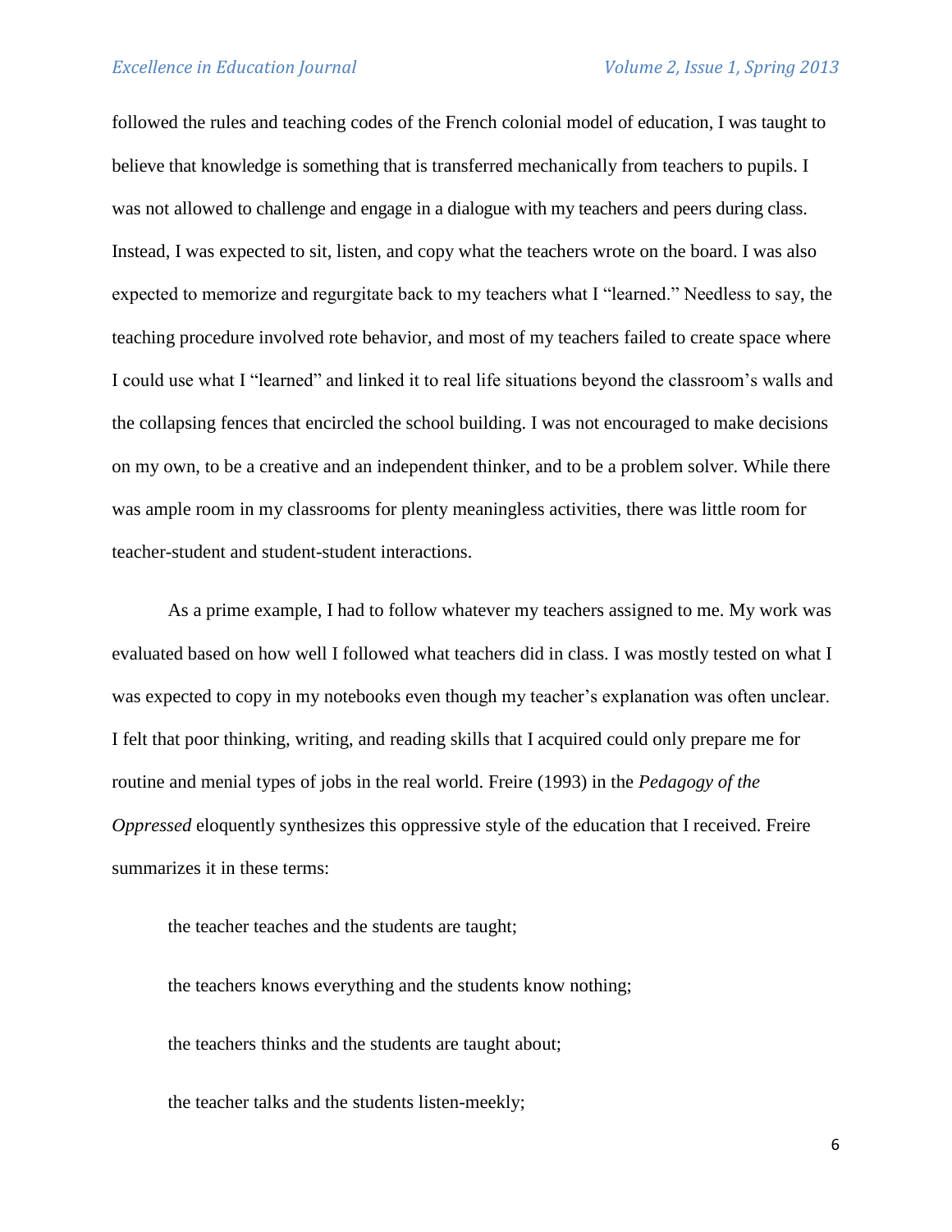followed the rules and teaching codes of the French colonial model of education, I was taught to believe that knowledge is something that is transferred mechanically from teachers to pupils. I was not allowed to challenge and engage in a dialogue with my teachers and peers during class. Instead, I was expected to sit, listen, and copy what the teachers wrote on the board. I was also expected to memorize and regurgitate back to my teachers what I "learned." Needless to say, the teaching procedure involved rote behavior, and most of my teachers failed to create space where I could use what I "learned" and linked it to real life situations beyond the classroom's walls and the collapsing fences that encircled the school building. I was not encouraged to make decisions on my own, to be a creative and an independent thinker, and to be a problem solver. While there was ample room in my classrooms for plenty meaningless activities, there was little room for teacher-student and student-student interactions.

As a prime example, I had to follow whatever my teachers assigned to me. My work was evaluated based on how well I followed what teachers did in class. I was mostly tested on what I was expected to copy in my notebooks even though my teacher's explanation was often unclear. I felt that poor thinking, writing, and reading skills that I acquired could only prepare me for routine and menial types of jobs in the real world. Freire (1993) in the *Pedagogy of the Oppressed* eloquently synthesizes this oppressive style of the education that I received. Freire summarizes it in these terms:

> the teacher teaches and the students are taught;
>
> the teachers knows everything and the students know nothing;
>
> the teachers thinks and the students are taught about;
>
> the teacher talks and the students listen-meekly;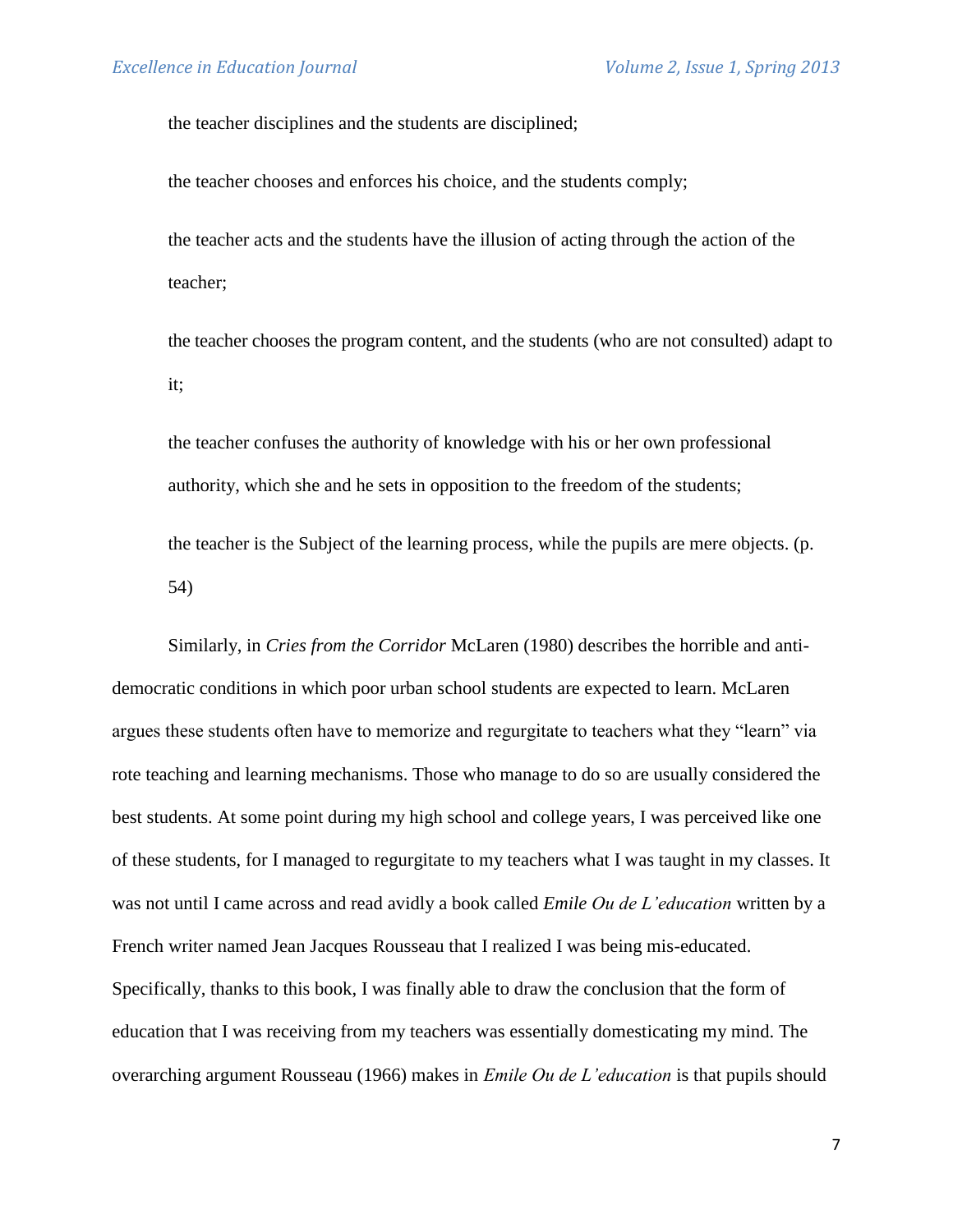the teacher disciplines and the students are disciplined;

the teacher chooses and enforces his choice, and the students comply;

the teacher acts and the students have the illusion of acting through the action of the teacher;

the teacher chooses the program content, and the students (who are not consulted) adapt to it;

the teacher confuses the authority of knowledge with his or her own professional authority, which she and he sets in opposition to the freedom of the students;

the teacher is the Subject of the learning process, while the pupils are mere objects. (p. 54)

Similarly, in *Cries from the Corridor* McLaren (1980) describes the horrible and anti-democratic conditions in which poor urban school students are expected to learn. McLaren argues these students often have to memorize and regurgitate to teachers what they "learn" via rote teaching and learning mechanisms. Those who manage to do so are usually considered the best students. At some point during my high school and college years, I was perceived like one of these students, for I managed to regurgitate to my teachers what I was taught in my classes. It was not until I came across and read avidly a book called *Emile Ou de L'education* written by a French writer named Jean Jacques Rousseau that I realized I was being mis-educated. Specifically, thanks to this book, I was finally able to draw the conclusion that the form of education that I was receiving from my teachers was essentially domesticating my mind. The overarching argument Rousseau (1966) makes in *Emile Ou de L'education* is that pupils should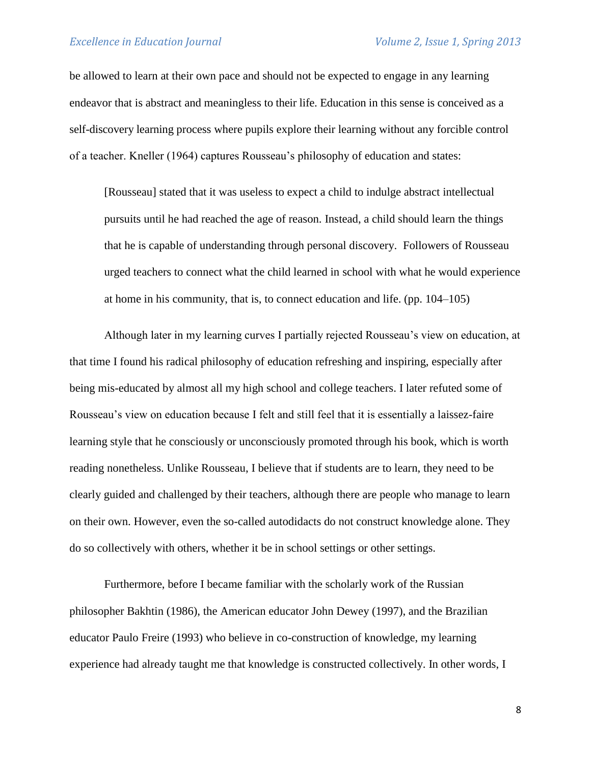be allowed to learn at their own pace and should not be expected to engage in any learning endeavor that is abstract and meaningless to their life. Education in this sense is conceived as a self-discovery learning process where pupils explore their learning without any forcible control of a teacher. Kneller (1964) captures Rousseau's philosophy of education and states:

> [Rousseau] stated that it was useless to expect a child to indulge abstract intellectual pursuits until he had reached the age of reason. Instead, a child should learn the things that he is capable of understanding through personal discovery. Followers of Rousseau urged teachers to connect what the child learned in school with what he would experience at home in his community, that is, to connect education and life. (pp. 104–105)

Although later in my learning curves I partially rejected Rousseau's view on education, at that time I found his radical philosophy of education refreshing and inspiring, especially after being mis-educated by almost all my high school and college teachers. I later refuted some of Rousseau's view on education because I felt and still feel that it is essentially a laissez-faire learning style that he consciously or unconsciously promoted through his book, which is worth reading nonetheless. Unlike Rousseau, I believe that if students are to learn, they need to be clearly guided and challenged by their teachers, although there are people who manage to learn on their own. However, even the so-called autodidacts do not construct knowledge alone. They do so collectively with others, whether it be in school settings or other settings.

Furthermore, before I became familiar with the scholarly work of the Russian philosopher Bakhtin (1986), the American educator John Dewey (1997), and the Brazilian educator Paulo Freire (1993) who believe in co-construction of knowledge, my learning experience had already taught me that knowledge is constructed collectively. In other words, I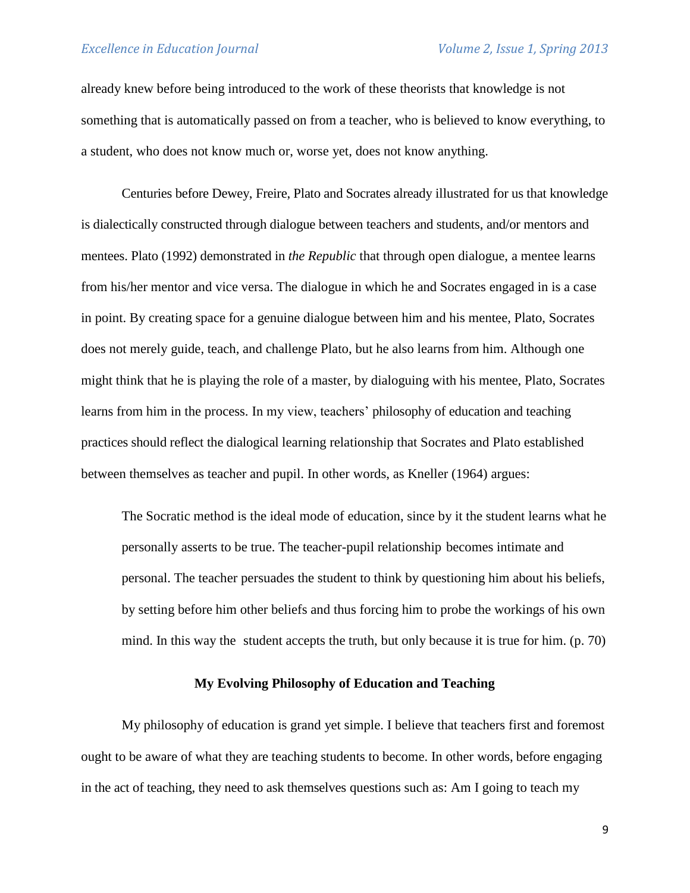already knew before being introduced to the work of these theorists that knowledge is not something that is automatically passed on from a teacher, who is believed to know everything, to a student, who does not know much or, worse yet, does not know anything.

Centuries before Dewey, Freire, Plato and Socrates already illustrated for us that knowledge is dialectically constructed through dialogue between teachers and students, and/or mentors and mentees. Plato (1992) demonstrated in *the Republic* that through open dialogue, a mentee learns from his/her mentor and vice versa. The dialogue in which he and Socrates engaged in is a case in point. By creating space for a genuine dialogue between him and his mentee, Plato, Socrates does not merely guide, teach, and challenge Plato, but he also learns from him. Although one might think that he is playing the role of a master, by dialoguing with his mentee, Plato, Socrates learns from him in the process. In my view, teachers' philosophy of education and teaching practices should reflect the dialogical learning relationship that Socrates and Plato established between themselves as teacher and pupil. In other words, as Kneller (1964) argues:

> The Socratic method is the ideal mode of education, since by it the student learns what he personally asserts to be true. The teacher-pupil relationship becomes intimate and personal. The teacher persuades the student to think by questioning him about his beliefs, by setting before him other beliefs and thus forcing him to probe the workings of his own mind. In this way the student accepts the truth, but only because it is true for him. (p. 70)

## My Evolving Philosophy of Education and Teaching

My philosophy of education is grand yet simple. I believe that teachers first and foremost ought to be aware of what they are teaching students to become. In other words, before engaging in the act of teaching, they need to ask themselves questions such as: Am I going to teach my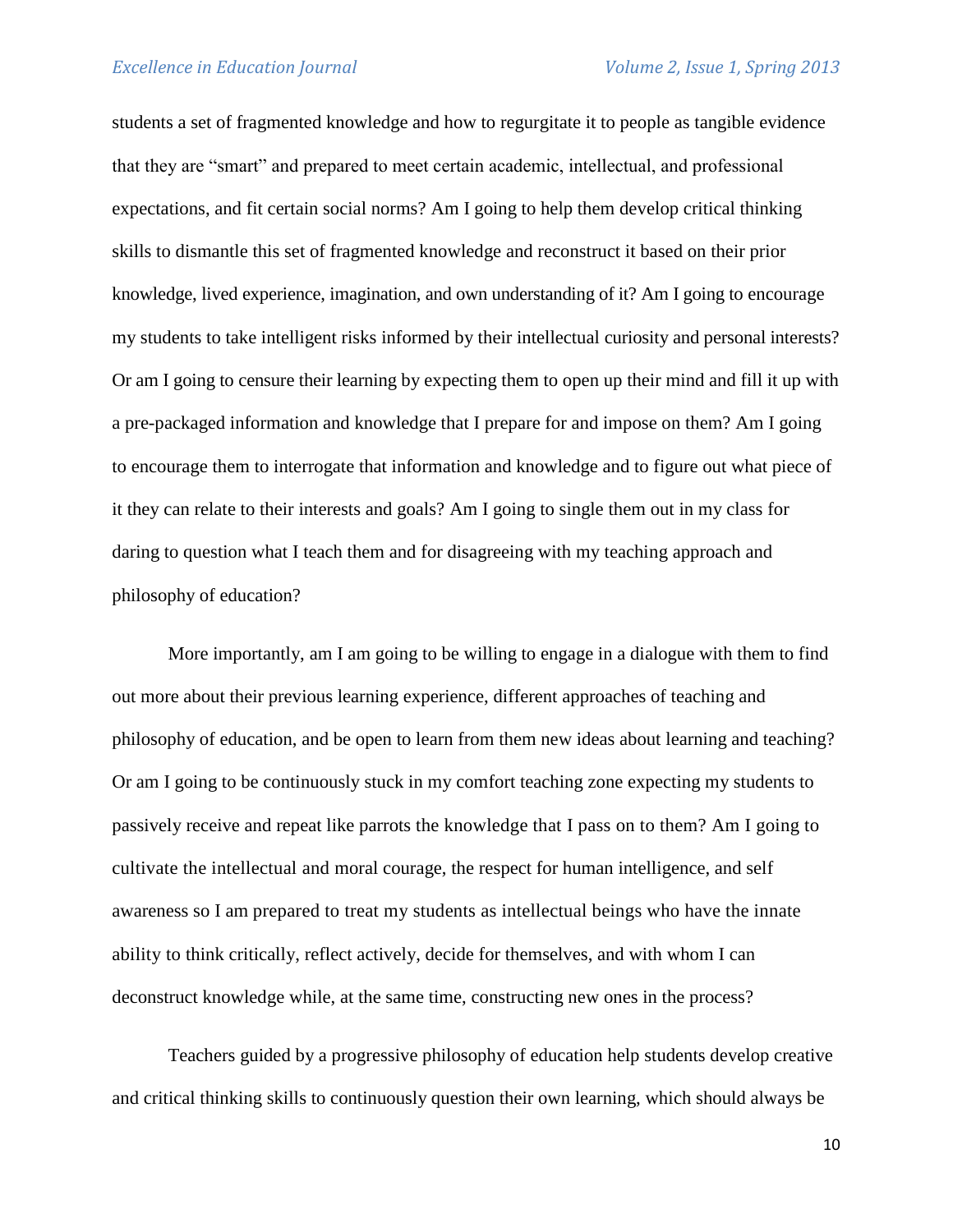students a set of fragmented knowledge and how to regurgitate it to people as tangible evidence that they are "smart" and prepared to meet certain academic, intellectual, and professional expectations, and fit certain social norms? Am I going to help them develop critical thinking skills to dismantle this set of fragmented knowledge and reconstruct it based on their prior knowledge, lived experience, imagination, and own understanding of it? Am I going to encourage my students to take intelligent risks informed by their intellectual curiosity and personal interests? Or am I going to censure their learning by expecting them to open up their mind and fill it up with a pre-packaged information and knowledge that I prepare for and impose on them? Am I going to encourage them to interrogate that information and knowledge and to figure out what piece of it they can relate to their interests and goals? Am I going to single them out in my class for daring to question what I teach them and for disagreeing with my teaching approach and philosophy of education?

More importantly, am I am going to be willing to engage in a dialogue with them to find out more about their previous learning experience, different approaches of teaching and philosophy of education, and be open to learn from them new ideas about learning and teaching? Or am I going to be continuously stuck in my comfort teaching zone expecting my students to passively receive and repeat like parrots the knowledge that I pass on to them? Am I going to cultivate the intellectual and moral courage, the respect for human intelligence, and self awareness so I am prepared to treat my students as intellectual beings who have the innate ability to think critically, reflect actively, decide for themselves, and with whom I can deconstruct knowledge while, at the same time, constructing new ones in the process?

Teachers guided by a progressive philosophy of education help students develop creative and critical thinking skills to continuously question their own learning, which should always be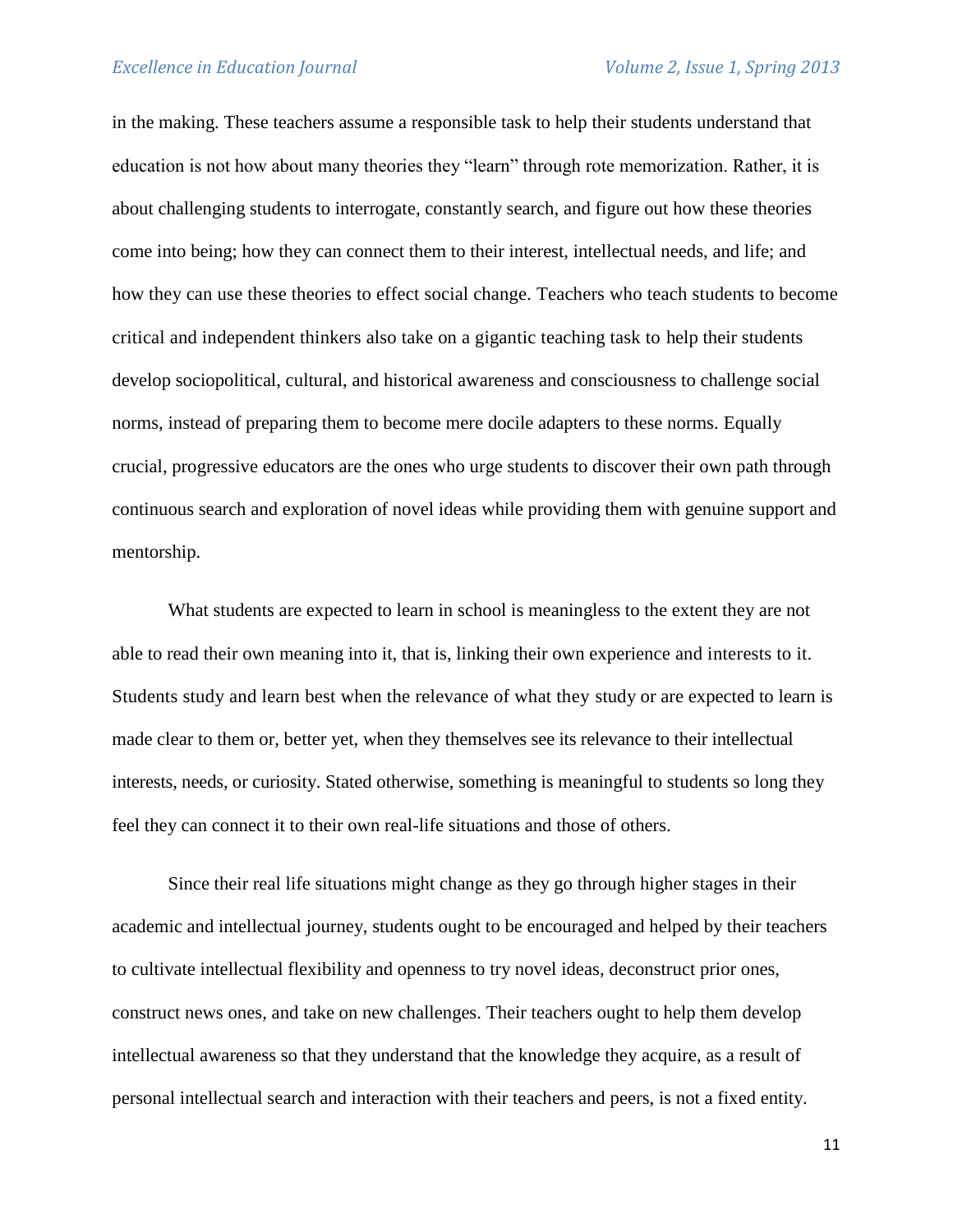in the making. These teachers assume a responsible task to help their students understand that education is not how about many theories they "learn" through rote memorization. Rather, it is about challenging students to interrogate, constantly search, and figure out how these theories come into being; how they can connect them to their interest, intellectual needs, and life; and how they can use these theories to effect social change. Teachers who teach students to become critical and independent thinkers also take on a gigantic teaching task to help their students develop sociopolitical, cultural, and historical awareness and consciousness to challenge social norms, instead of preparing them to become mere docile adapters to these norms. Equally crucial, progressive educators are the ones who urge students to discover their own path through continuous search and exploration of novel ideas while providing them with genuine support and mentorship.

What students are expected to learn in school is meaningless to the extent they are not able to read their own meaning into it, that is, linking their own experience and interests to it. Students study and learn best when the relevance of what they study or are expected to learn is made clear to them or, better yet, when they themselves see its relevance to their intellectual interests, needs, or curiosity. Stated otherwise, something is meaningful to students so long they feel they can connect it to their own real-life situations and those of others.

Since their real life situations might change as they go through higher stages in their academic and intellectual journey, students ought to be encouraged and helped by their teachers to cultivate intellectual flexibility and openness to try novel ideas, deconstruct prior ones, construct news ones, and take on new challenges. Their teachers ought to help them develop intellectual awareness so that they understand that the knowledge they acquire, as a result of personal intellectual search and interaction with their teachers and peers, is not a fixed entity.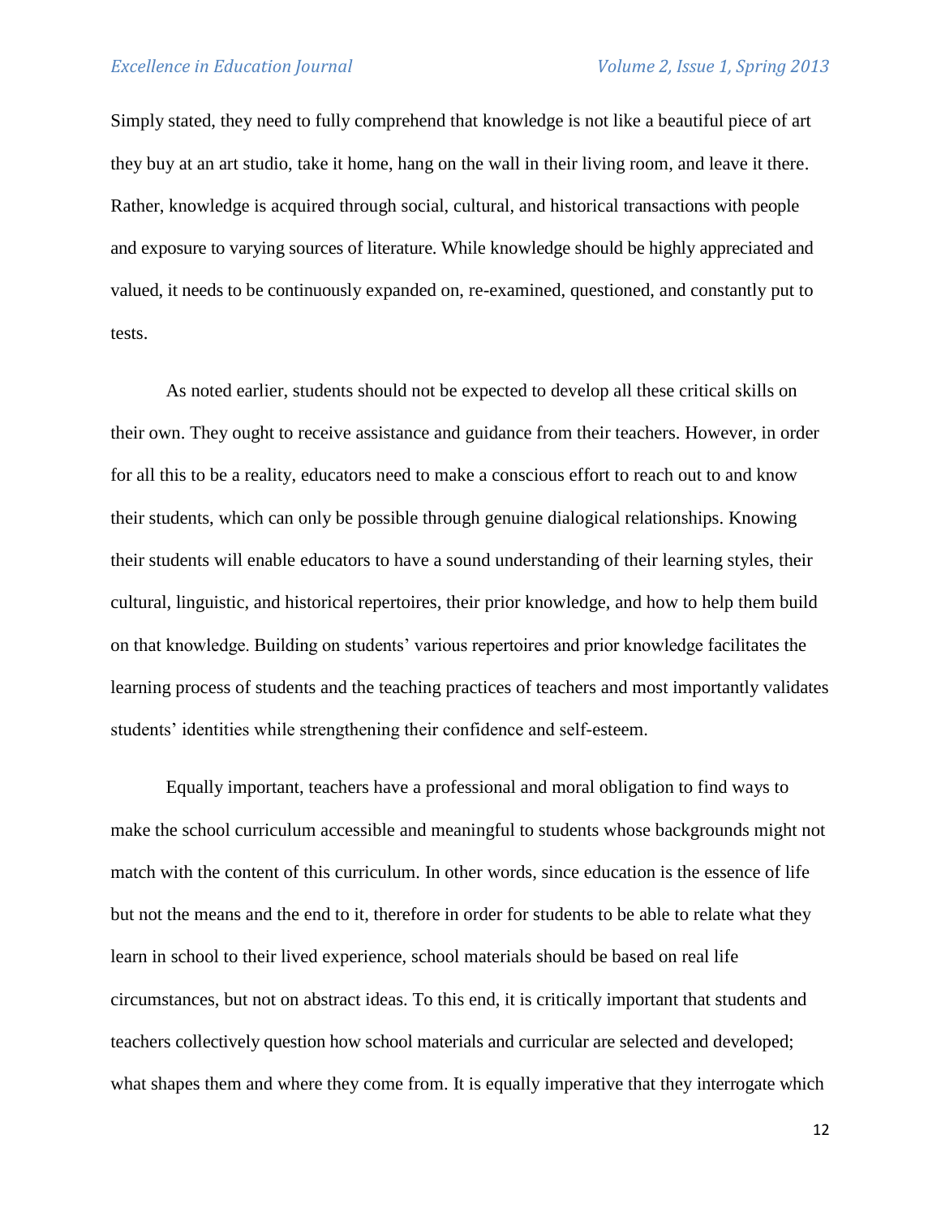Simply stated, they need to fully comprehend that knowledge is not like a beautiful piece of art they buy at an art studio, take it home, hang on the wall in their living room, and leave it there. Rather, knowledge is acquired through social, cultural, and historical transactions with people and exposure to varying sources of literature. While knowledge should be highly appreciated and valued, it needs to be continuously expanded on, re-examined, questioned, and constantly put to tests.

As noted earlier, students should not be expected to develop all these critical skills on their own. They ought to receive assistance and guidance from their teachers. However, in order for all this to be a reality, educators need to make a conscious effort to reach out to and know their students, which can only be possible through genuine dialogical relationships. Knowing their students will enable educators to have a sound understanding of their learning styles, their cultural, linguistic, and historical repertoires, their prior knowledge, and how to help them build on that knowledge. Building on students' various repertoires and prior knowledge facilitates the learning process of students and the teaching practices of teachers and most importantly validates students' identities while strengthening their confidence and self-esteem.

Equally important, teachers have a professional and moral obligation to find ways to make the school curriculum accessible and meaningful to students whose backgrounds might not match with the content of this curriculum. In other words, since education is the essence of life but not the means and the end to it, therefore in order for students to be able to relate what they learn in school to their lived experience, school materials should be based on real life circumstances, but not on abstract ideas. To this end, it is critically important that students and teachers collectively question how school materials and curricular are selected and developed; what shapes them and where they come from. It is equally imperative that they interrogate which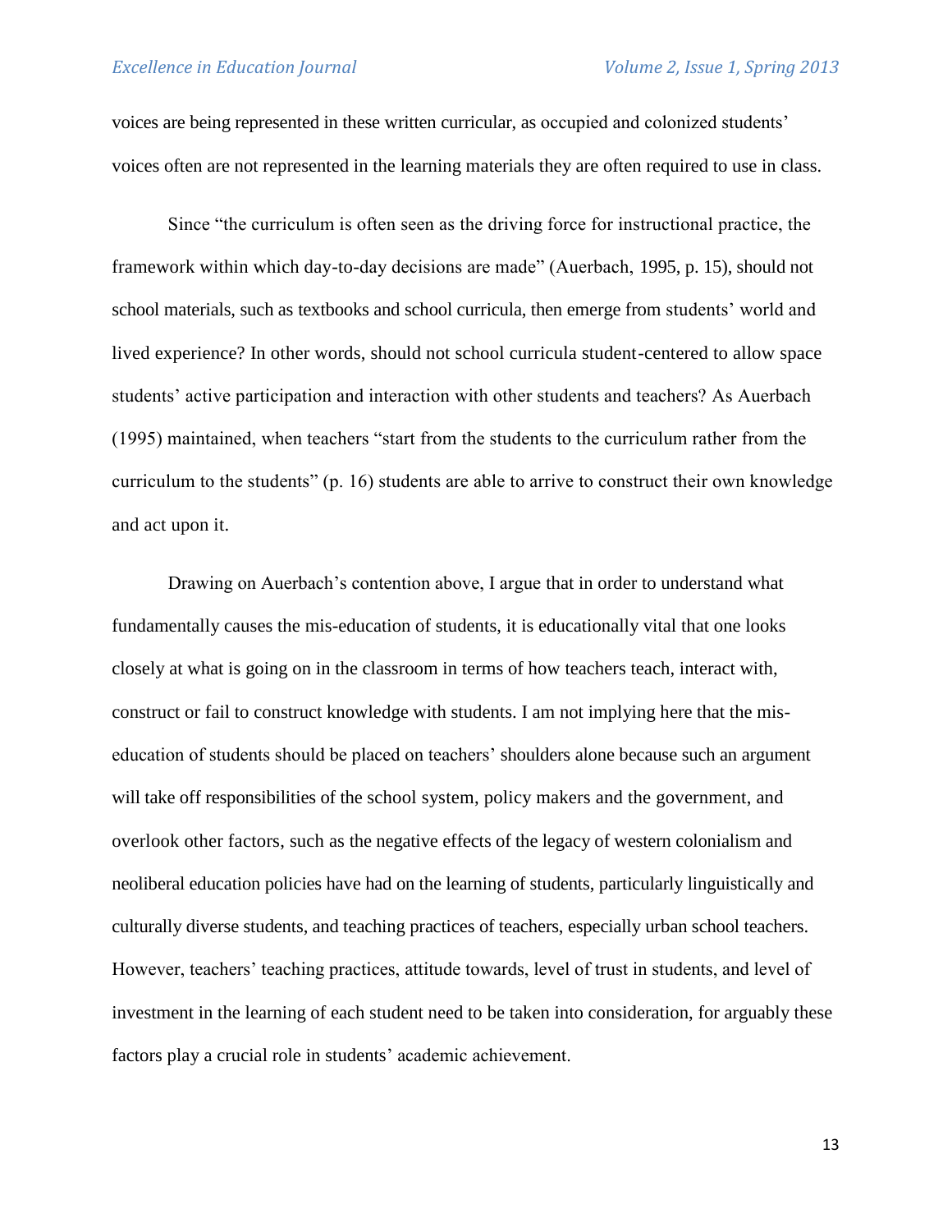voices are being represented in these written curricular, as occupied and colonized students' voices often are not represented in the learning materials they are often required to use in class.

Since "the curriculum is often seen as the driving force for instructional practice, the framework within which day-to-day decisions are made" (Auerbach, 1995, p. 15), should not school materials, such as textbooks and school curricula, then emerge from students' world and lived experience? In other words, should not school curricula student-centered to allow space students' active participation and interaction with other students and teachers? As Auerbach (1995) maintained, when teachers "start from the students to the curriculum rather from the curriculum to the students" (p. 16) students are able to arrive to construct their own knowledge and act upon it.

Drawing on Auerbach's contention above, I argue that in order to understand what fundamentally causes the mis-education of students, it is educationally vital that one looks closely at what is going on in the classroom in terms of how teachers teach, interact with, construct or fail to construct knowledge with students. I am not implying here that the mis-education of students should be placed on teachers' shoulders alone because such an argument will take off responsibilities of the school system, policy makers and the government, and overlook other factors, such as the negative effects of the legacy of western colonialism and neoliberal education policies have had on the learning of students, particularly linguistically and culturally diverse students, and teaching practices of teachers, especially urban school teachers. However, teachers' teaching practices, attitude towards, level of trust in students, and level of investment in the learning of each student need to be taken into consideration, for arguably these factors play a crucial role in students' academic achievement.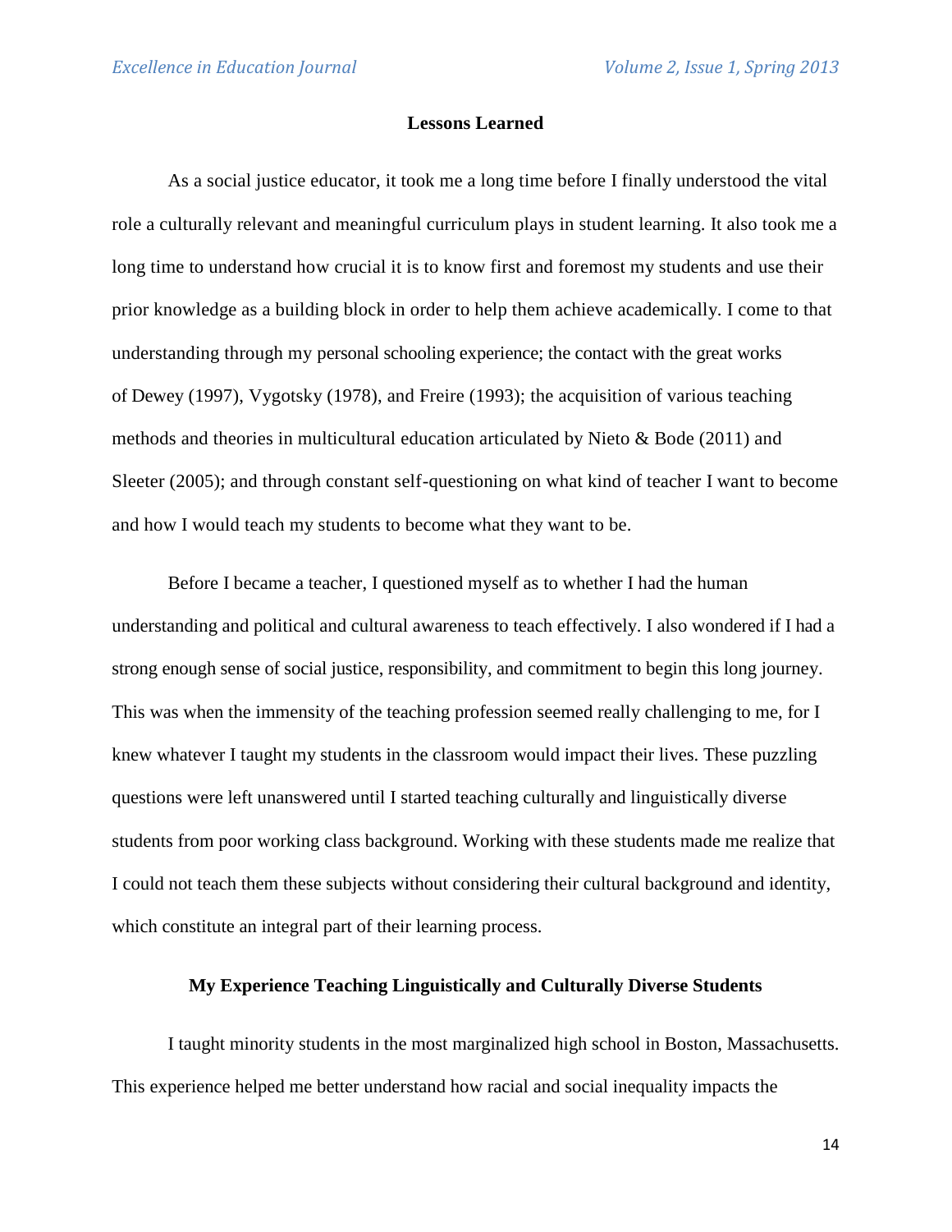## Lessons Learned

As a social justice educator, it took me a long time before I finally understood the vital role a culturally relevant and meaningful curriculum plays in student learning. It also took me a long time to understand how crucial it is to know first and foremost my students and use their prior knowledge as a building block in order to help them achieve academically. I come to that understanding through my personal schooling experience; the contact with the great works of Dewey (1997), Vygotsky (1978), and Freire (1993); the acquisition of various teaching methods and theories in multicultural education articulated by Nieto & Bode (2011) and Sleeter (2005); and through constant self-questioning on what kind of teacher I want to become and how I would teach my students to become what they want to be.

Before I became a teacher, I questioned myself as to whether I had the human understanding and political and cultural awareness to teach effectively. I also wondered if I had a strong enough sense of social justice, responsibility, and commitment to begin this long journey. This was when the immensity of the teaching profession seemed really challenging to me, for I knew whatever I taught my students in the classroom would impact their lives. These puzzling questions were left unanswered until I started teaching culturally and linguistically diverse students from poor working class background. Working with these students made me realize that I could not teach them these subjects without considering their cultural background and identity, which constitute an integral part of their learning process.

## My Experience Teaching Linguistically and Culturally Diverse Students

I taught minority students in the most marginalized high school in Boston, Massachusetts. This experience helped me better understand how racial and social inequality impacts the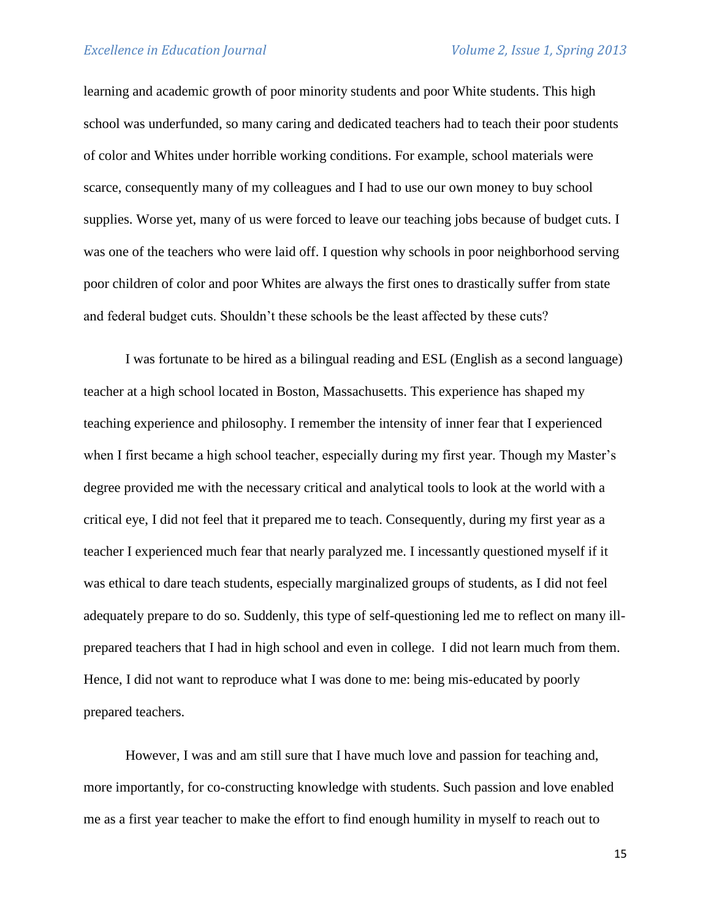learning and academic growth of poor minority students and poor White students. This high school was underfunded, so many caring and dedicated teachers had to teach their poor students of color and Whites under horrible working conditions. For example, school materials were scarce, consequently many of my colleagues and I had to use our own money to buy school supplies. Worse yet, many of us were forced to leave our teaching jobs because of budget cuts. I was one of the teachers who were laid off. I question why schools in poor neighborhood serving poor children of color and poor Whites are always the first ones to drastically suffer from state and federal budget cuts. Shouldn't these schools be the least affected by these cuts?

I was fortunate to be hired as a bilingual reading and ESL (English as a second language) teacher at a high school located in Boston, Massachusetts. This experience has shaped my teaching experience and philosophy. I remember the intensity of inner fear that I experienced when I first became a high school teacher, especially during my first year. Though my Master's degree provided me with the necessary critical and analytical tools to look at the world with a critical eye, I did not feel that it prepared me to teach. Consequently, during my first year as a teacher I experienced much fear that nearly paralyzed me. I incessantly questioned myself if it was ethical to dare teach students, especially marginalized groups of students, as I did not feel adequately prepare to do so. Suddenly, this type of self-questioning led me to reflect on many ill-prepared teachers that I had in high school and even in college. I did not learn much from them. Hence, I did not want to reproduce what I was done to me: being mis-educated by poorly prepared teachers.

However, I was and am still sure that I have much love and passion for teaching and, more importantly, for co-constructing knowledge with students. Such passion and love enabled me as a first year teacher to make the effort to find enough humility in myself to reach out to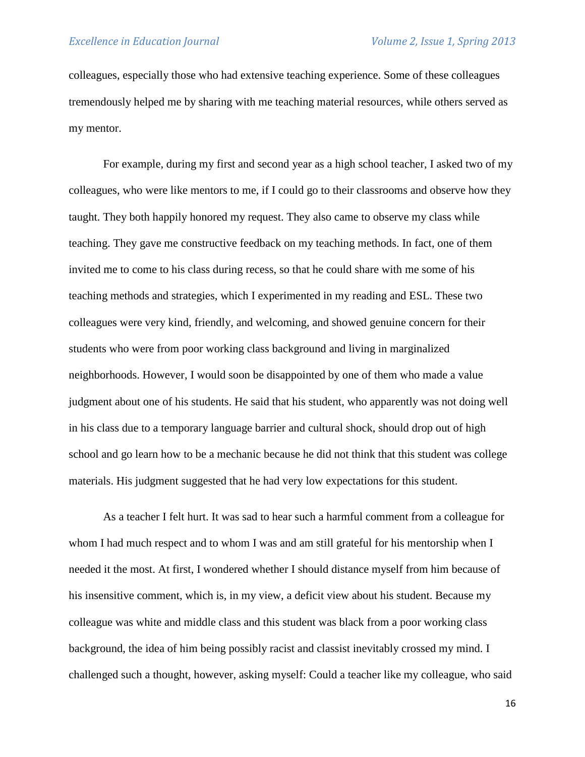colleagues, especially those who had extensive teaching experience. Some of these colleagues tremendously helped me by sharing with me teaching material resources, while others served as my mentor.

For example, during my first and second year as a high school teacher, I asked two of my colleagues, who were like mentors to me, if I could go to their classrooms and observe how they taught. They both happily honored my request. They also came to observe my class while teaching. They gave me constructive feedback on my teaching methods. In fact, one of them invited me to come to his class during recess, so that he could share with me some of his teaching methods and strategies, which I experimented in my reading and ESL. These two colleagues were very kind, friendly, and welcoming, and showed genuine concern for their students who were from poor working class background and living in marginalized neighborhoods. However, I would soon be disappointed by one of them who made a value judgment about one of his students. He said that his student, who apparently was not doing well in his class due to a temporary language barrier and cultural shock, should drop out of high school and go learn how to be a mechanic because he did not think that this student was college materials. His judgment suggested that he had very low expectations for this student.

As a teacher I felt hurt. It was sad to hear such a harmful comment from a colleague for whom I had much respect and to whom I was and am still grateful for his mentorship when I needed it the most. At first, I wondered whether I should distance myself from him because of his insensitive comment, which is, in my view, a deficit view about his student. Because my colleague was white and middle class and this student was black from a poor working class background, the idea of him being possibly racist and classist inevitably crossed my mind. I challenged such a thought, however, asking myself: Could a teacher like my colleague, who said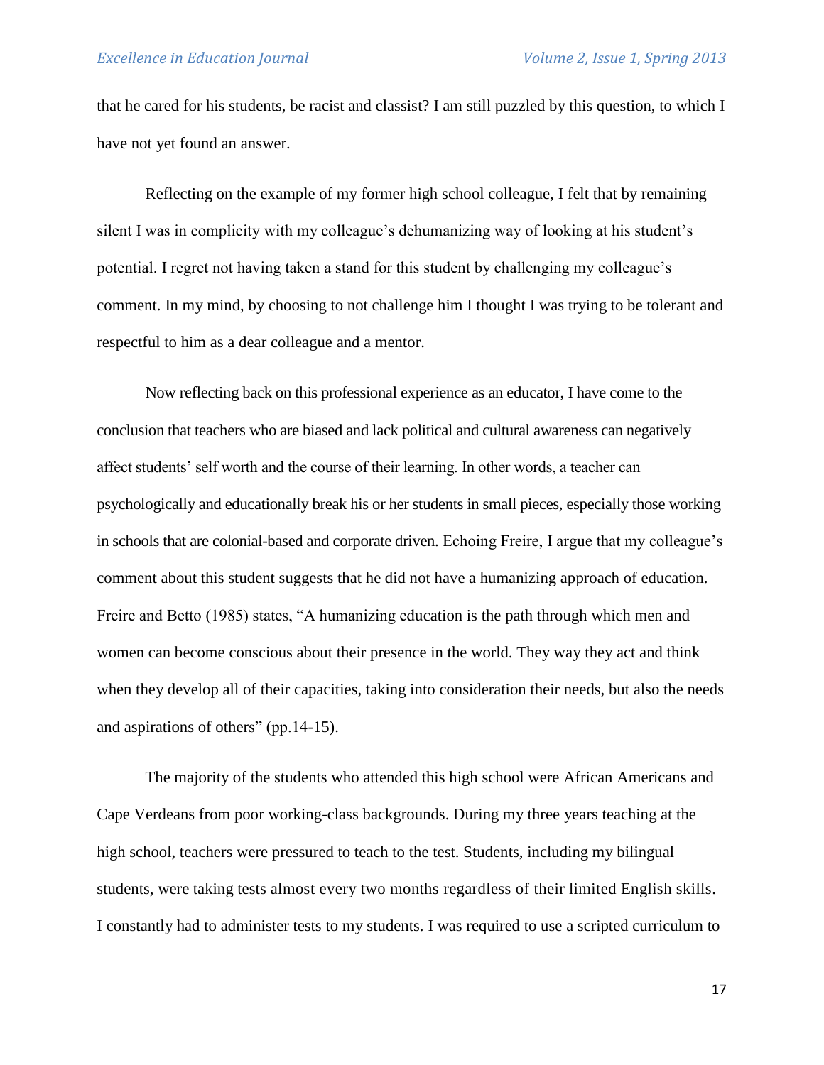that he cared for his students, be racist and classist? I am still puzzled by this question, to which I have not yet found an answer.

Reflecting on the example of my former high school colleague, I felt that by remaining silent I was in complicity with my colleague's dehumanizing way of looking at his student's potential. I regret not having taken a stand for this student by challenging my colleague's comment. In my mind, by choosing to not challenge him I thought I was trying to be tolerant and respectful to him as a dear colleague and a mentor.

Now reflecting back on this professional experience as an educator, I have come to the conclusion that teachers who are biased and lack political and cultural awareness can negatively affect students' self worth and the course of their learning. In other words, a teacher can psychologically and educationally break his or her students in small pieces, especially those working in schools that are colonial-based and corporate driven. Echoing Freire, I argue that my colleague's comment about this student suggests that he did not have a humanizing approach of education. Freire and Betto (1985) states, "A humanizing education is the path through which men and women can become conscious about their presence in the world. They way they act and think when they develop all of their capacities, taking into consideration their needs, but also the needs and aspirations of others" (pp.14-15).

The majority of the students who attended this high school were African Americans and Cape Verdeans from poor working-class backgrounds. During my three years teaching at the high school, teachers were pressured to teach to the test. Students, including my bilingual students, were taking tests almost every two months regardless of their limited English skills. I constantly had to administer tests to my students. I was required to use a scripted curriculum to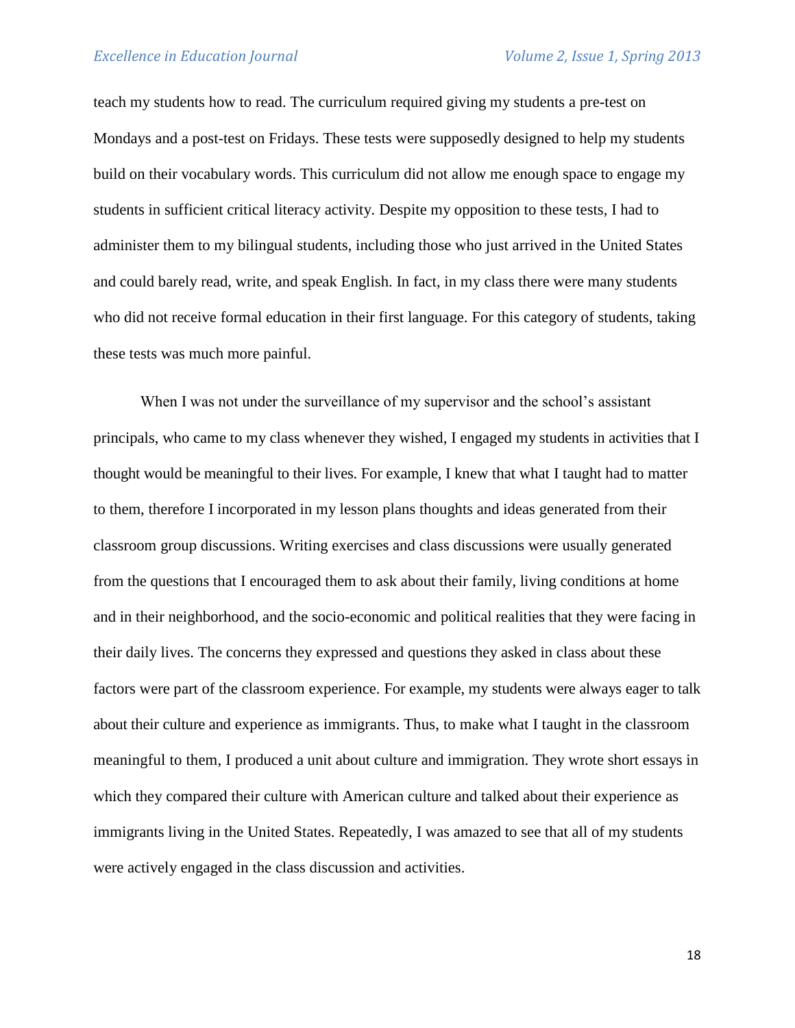teach my students how to read. The curriculum required giving my students a pre-test on Mondays and a post-test on Fridays. These tests were supposedly designed to help my students build on their vocabulary words. This curriculum did not allow me enough space to engage my students in sufficient critical literacy activity. Despite my opposition to these tests, I had to administer them to my bilingual students, including those who just arrived in the United States and could barely read, write, and speak English. In fact, in my class there were many students who did not receive formal education in their first language. For this category of students, taking these tests was much more painful.

When I was not under the surveillance of my supervisor and the school's assistant principals, who came to my class whenever they wished, I engaged my students in activities that I thought would be meaningful to their lives. For example, I knew that what I taught had to matter to them, therefore I incorporated in my lesson plans thoughts and ideas generated from their classroom group discussions. Writing exercises and class discussions were usually generated from the questions that I encouraged them to ask about their family, living conditions at home and in their neighborhood, and the socio-economic and political realities that they were facing in their daily lives. The concerns they expressed and questions they asked in class about these factors were part of the classroom experience. For example, my students were always eager to talk about their culture and experience as immigrants. Thus, to make what I taught in the classroom meaningful to them, I produced a unit about culture and immigration. They wrote short essays in which they compared their culture with American culture and talked about their experience as immigrants living in the United States. Repeatedly, I was amazed to see that all of my students were actively engaged in the class discussion and activities.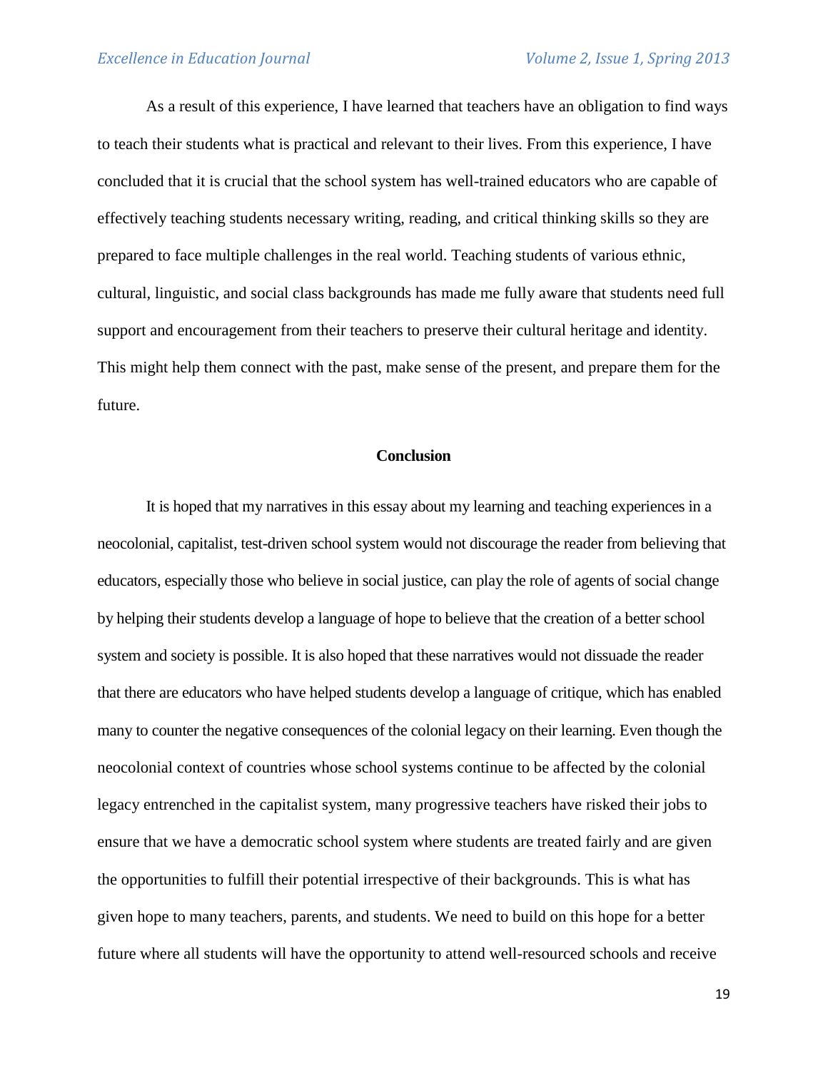As a result of this experience, I have learned that teachers have an obligation to find ways to teach their students what is practical and relevant to their lives. From this experience, I have concluded that it is crucial that the school system has well-trained educators who are capable of effectively teaching students necessary writing, reading, and critical thinking skills so they are prepared to face multiple challenges in the real world. Teaching students of various ethnic, cultural, linguistic, and social class backgrounds has made me fully aware that students need full support and encouragement from their teachers to preserve their cultural heritage and identity. This might help them connect with the past, make sense of the present, and prepare them for the future.

## Conclusion

It is hoped that my narratives in this essay about my learning and teaching experiences in a neocolonial, capitalist, test-driven school system would not discourage the reader from believing that educators, especially those who believe in social justice, can play the role of agents of social change by helping their students develop a language of hope to believe that the creation of a better school system and society is possible. It is also hoped that these narratives would not dissuade the reader that there are educators who have helped students develop a language of critique, which has enabled many to counter the negative consequences of the colonial legacy on their learning. Even though the neocolonial context of countries whose school systems continue to be affected by the colonial legacy entrenched in the capitalist system, many progressive teachers have risked their jobs to ensure that we have a democratic school system where students are treated fairly and are given the opportunities to fulfill their potential irrespective of their backgrounds. This is what has given hope to many teachers, parents, and students. We need to build on this hope for a better future where all students will have the opportunity to attend well-resourced schools and receive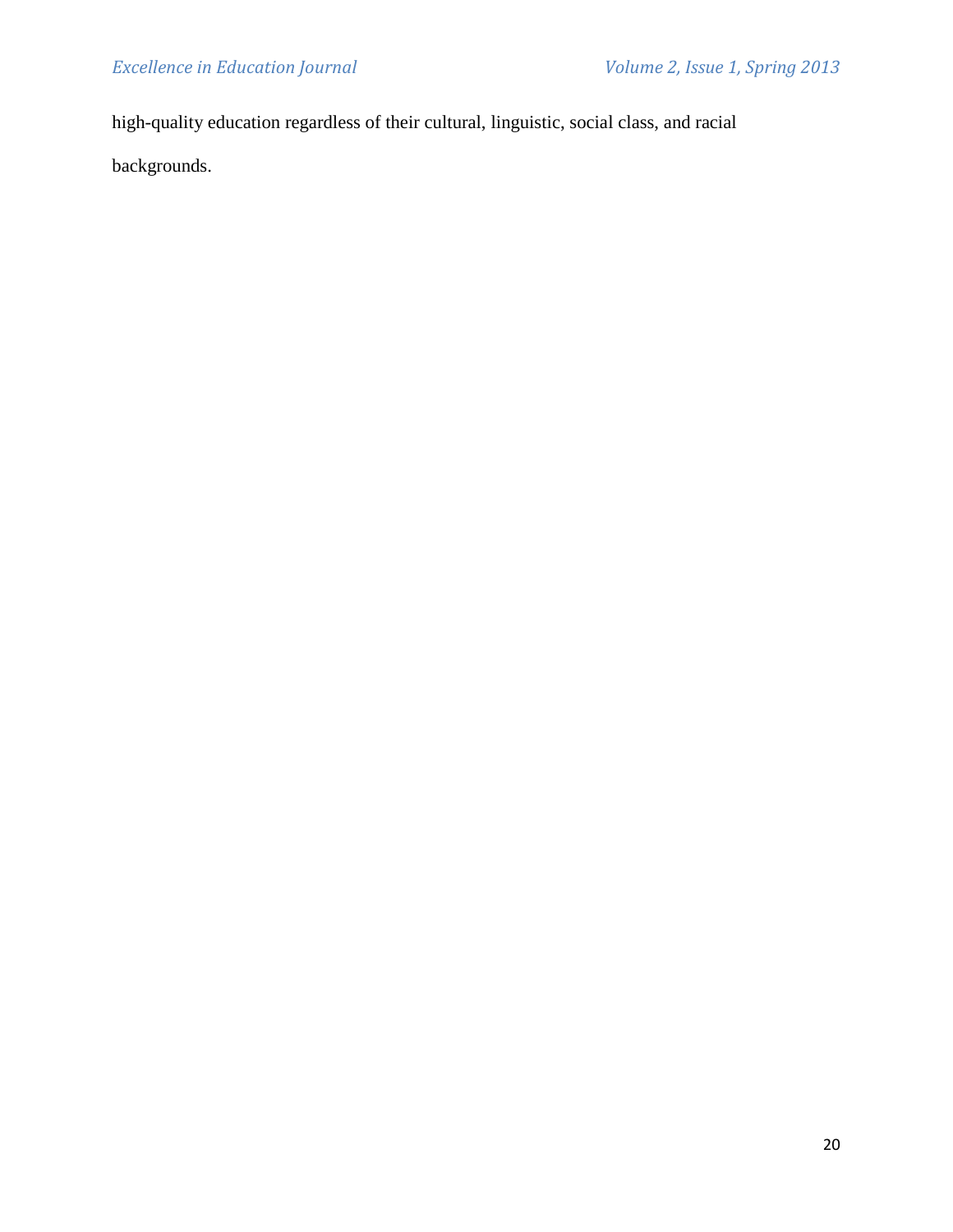high-quality education regardless of their cultural, linguistic, social class, and racial backgrounds.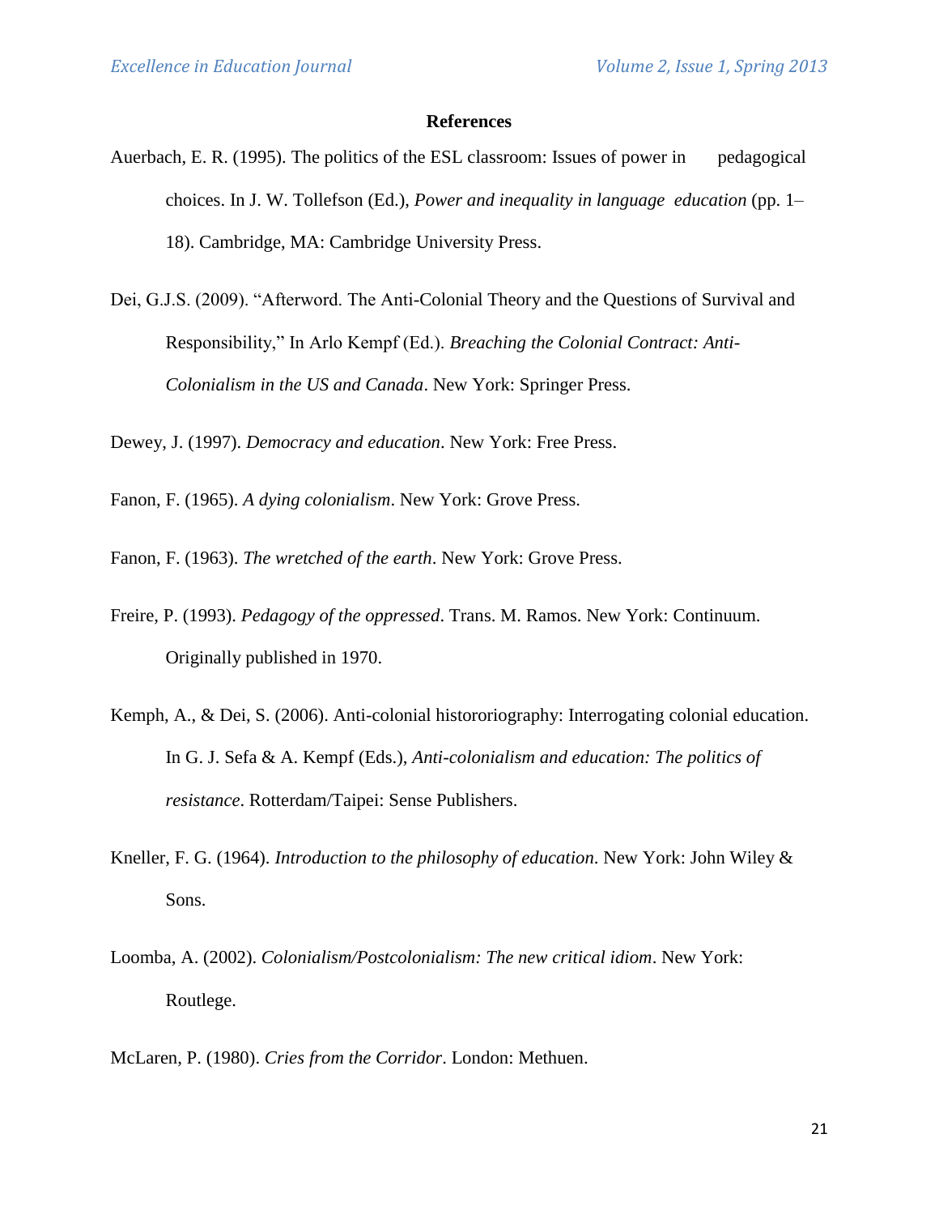## References

Auerbach, E. R. (1995). The politics of the ESL classroom: Issues of power in pedagogical choices. In J. W. Tollefson (Ed.), *Power and inequality in language education* (pp. 1–18). Cambridge, MA: Cambridge University Press.

Dei, G.J.S. (2009). "Afterword. The Anti-Colonial Theory and the Questions of Survival and Responsibility," In Arlo Kempf (Ed.). *Breaching the Colonial Contract: Anti-Colonialism in the US and Canada*. New York: Springer Press.

Dewey, J. (1997). *Democracy and education*. New York: Free Press.

Fanon, F. (1965). *A dying colonialism*. New York: Grove Press.

Fanon, F. (1963). *The wretched of the earth*. New York: Grove Press.

Freire, P. (1993). *Pedagogy of the oppressed*. Trans. M. Ramos. New York: Continuum. Originally published in 1970.

Kemph, A., & Dei, S. (2006). Anti-colonial histororiography: Interrogating colonial education. In G. J. Sefa & A. Kempf (Eds.), *Anti-colonialism and education: The politics of resistance*. Rotterdam/Taipei: Sense Publishers.

Kneller, F. G. (1964). *Introduction to the philosophy of education*. New York: John Wiley & Sons.

Loomba, A. (2002). *Colonialism/Postcolonialism: The new critical idiom*. New York: Routlege.

McLaren, P. (1980). *Cries from the Corridor*. London: Methuen.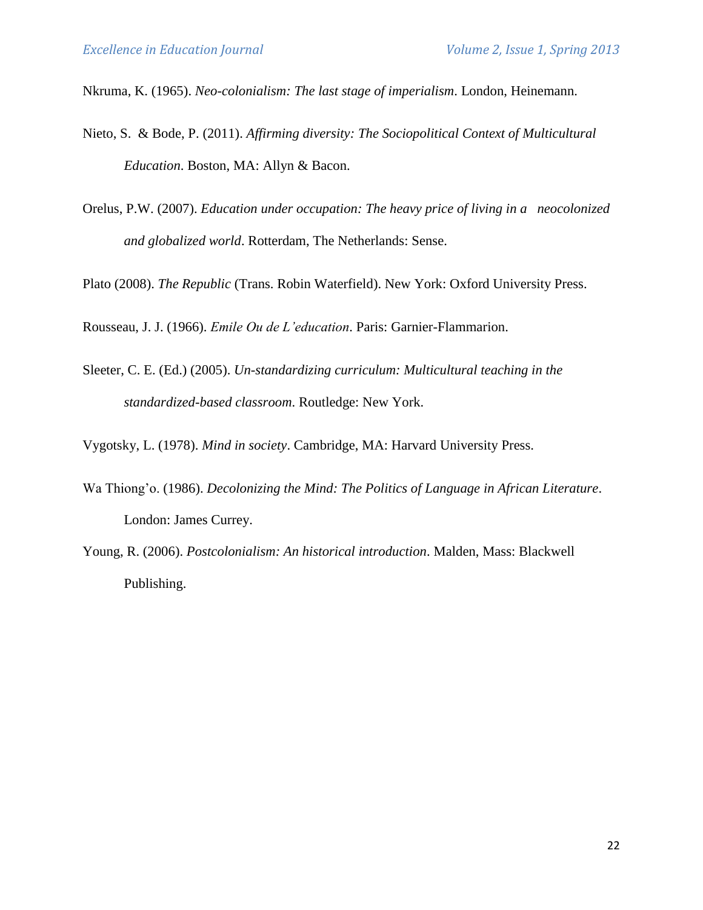Nkruma, K. (1965). *Neo-colonialism: The last stage of imperialism*. London, Heinemann.

Nieto, S. & Bode, P. (2011). *Affirming diversity: The Sociopolitical Context of Multicultural Education*. Boston, MA: Allyn & Bacon.

Orelus, P.W. (2007). *Education under occupation: The heavy price of living in a neocolonized and globalized world*. Rotterdam, The Netherlands: Sense.

Plato (2008). *The Republic* (Trans. Robin Waterfield). New York: Oxford University Press.

Rousseau, J. J. (1966). *Emile Ou de L'education*. Paris: Garnier-Flammarion.

Sleeter, C. E. (Ed.) (2005). *Un-standardizing curriculum: Multicultural teaching in the standardized-based classroom*. Routledge: New York.

Vygotsky, L. (1978). *Mind in society*. Cambridge, MA: Harvard University Press.

Wa Thiong'o. (1986). *Decolonizing the Mind: The Politics of Language in African Literature*. London: James Currey.

Young, R. (2006). *Postcolonialism: An historical introduction*. Malden, Mass: Blackwell Publishing.